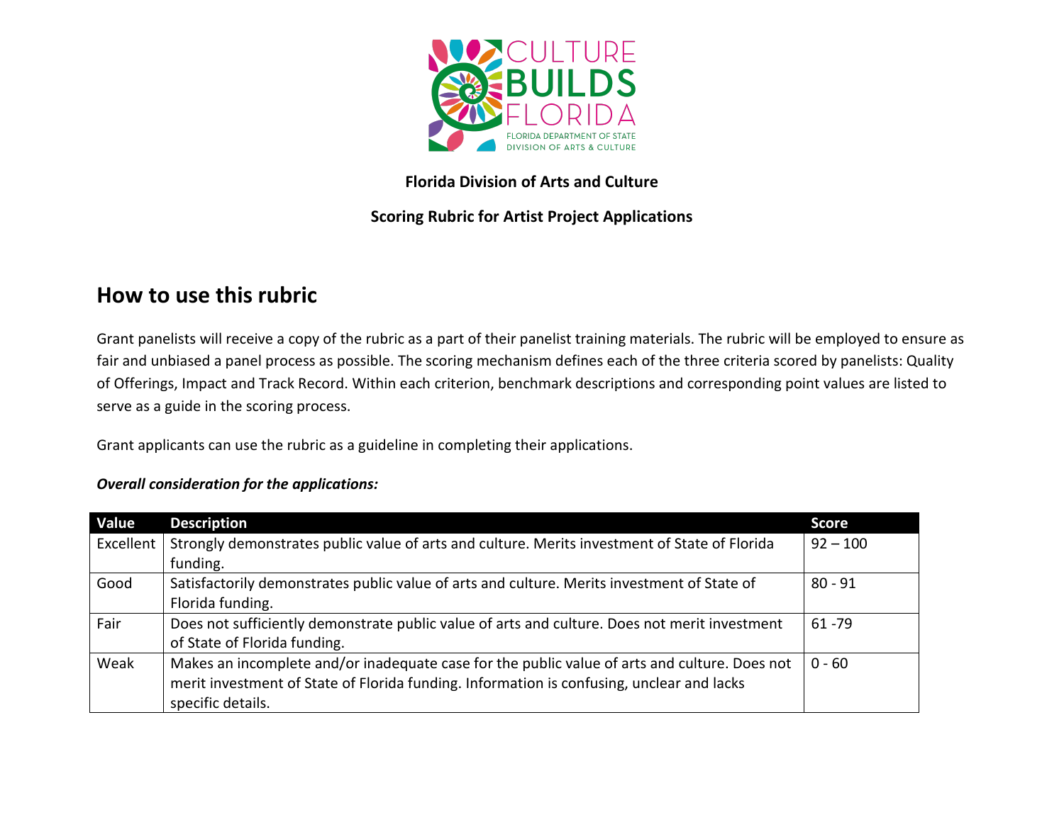**Florida Division of Arts and Culture**

**Scoring Rubric for Artist Project Applications**

## How to use this rubric

Grant panelists will receive a copy of the rubric as a part of their panelist training materials. The rubric will be employed to ensure as fair and unbiased a panel process as possible. The scoring mechanism defines each of the three criteria scored by panelists: Quality of Offerings, Impact and Track Record. Within each criterion, benchmark descriptions and corresponding point values are listed to serve as a guide in the scoring process.

Grant applicants can use the rubric as a guideline in completing their applications.

***Overall consideration for the applications:***

| Value | Description | Score |
|---|---|---|
| Excellent | Strongly demonstrates public value of arts and culture. Merits investment of State of Florida funding. | 92 – 100 |
| Good | Satisfactorily demonstrates public value of arts and culture. Merits investment of State of Florida funding. | 80 - 91 |
| Fair | Does not sufficiently demonstrate public value of arts and culture. Does not merit investment of State of Florida funding. | 61 -79 |
| Weak | Makes an incomplete and/or inadequate case for the public value of arts and culture. Does not merit investment of State of Florida funding. Information is confusing, unclear and lacks specific details. | 0 - 60 |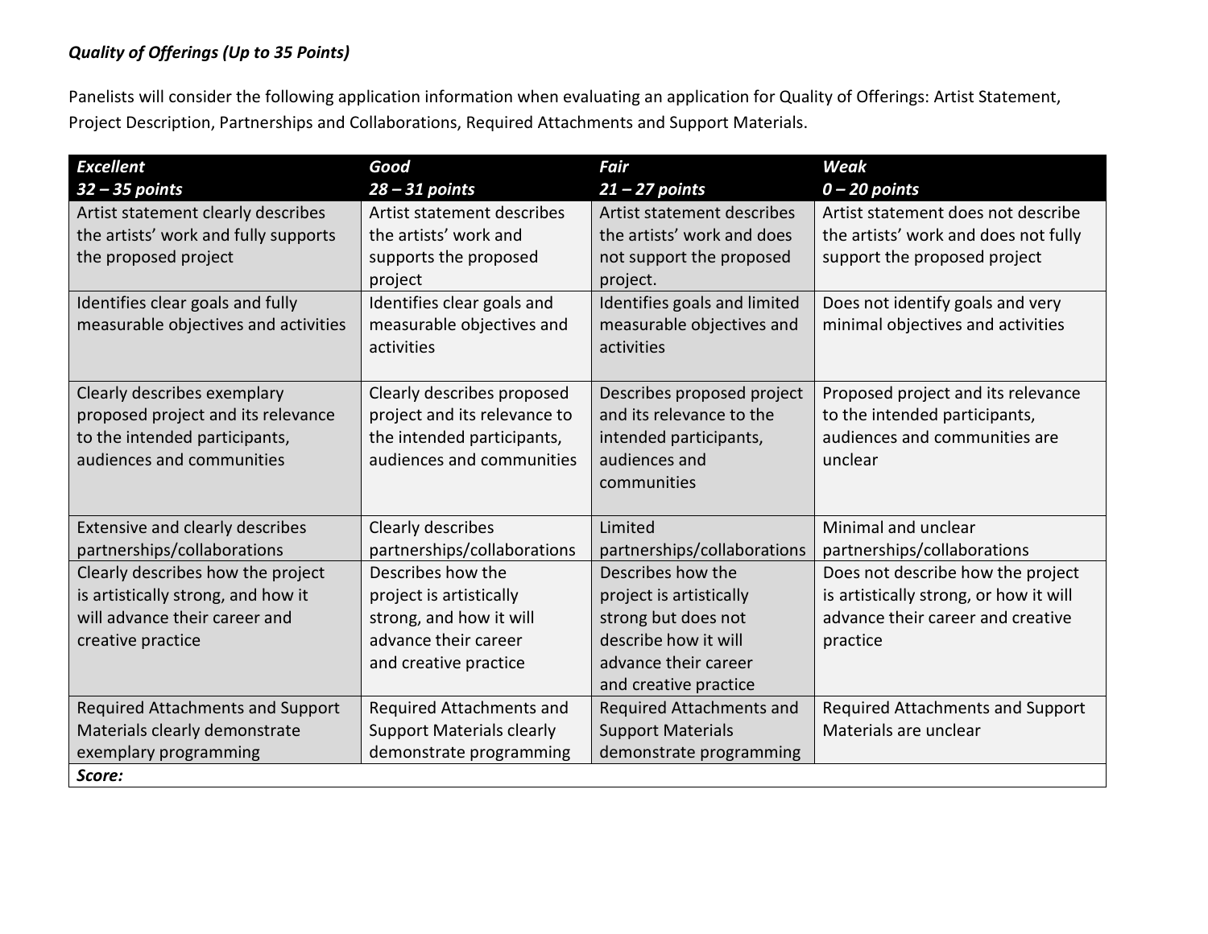***Quality of Offerings (Up to 35 Points)***

Panelists will consider the following application information when evaluating an application for Quality of Offerings: Artist Statement, Project Description, Partnerships and Collaborations, Required Attachments and Support Materials.

| ***Excellent 32 – 35 points*** | ***Good 28 – 31 points*** | ***Fair 21 – 27 points*** | ***Weak 0 – 20 points*** |
|---|---|---|---|
| Artist statement clearly describes the artists' work and fully supports the proposed project | Artist statement describes the artists' work and supports the proposed project | Artist statement describes the artists' work and does not support the proposed project. | Artist statement does not describe the artists' work and does not fully support the proposed project |
| Identifies clear goals and fully measurable objectives and activities | Identifies clear goals and measurable objectives and activities | Identifies goals and limited measurable objectives and activities | Does not identify goals and very minimal objectives and activities |
| Clearly describes exemplary proposed project and its relevance to the intended participants, audiences and communities | Clearly describes proposed project and its relevance to the intended participants, audiences and communities | Describes proposed project and its relevance to the intended participants, audiences and communities | Proposed project and its relevance to the intended participants, audiences and communities are unclear |
| Extensive and clearly describes partnerships/collaborations | Clearly describes partnerships/collaborations | Limited partnerships/collaborations | Minimal and unclear partnerships/collaborations |
| Clearly describes how the project is artistically strong, and how it will advance their career and creative practice | Describes how the project is artistically strong, and how it will advance their career and creative practice | Describes how the project is artistically strong but does not describe how it will advance their career and creative practice | Does not describe how the project is artistically strong, or how it will advance their career and creative practice |
| Required Attachments and Support Materials clearly demonstrate exemplary programming | Required Attachments and Support Materials clearly demonstrate programming | Required Attachments and Support Materials demonstrate programming | Required Attachments and Support Materials are unclear |
| ***Score:*** | | | |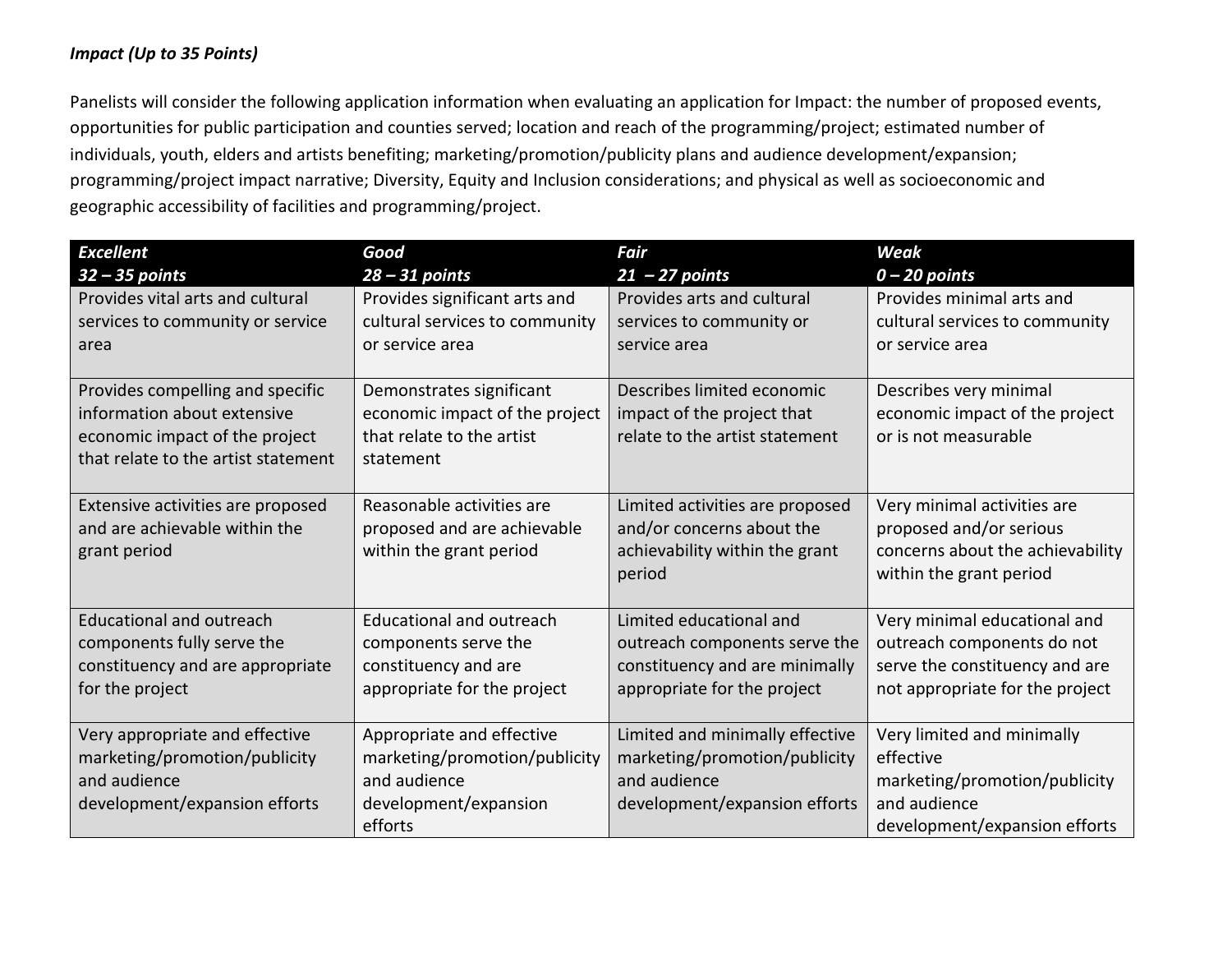***Impact (Up to 35 Points)***

Panelists will consider the following application information when evaluating an application for Impact: the number of proposed events, opportunities for public participation and counties served; location and reach of the programming/project; estimated number of individuals, youth, elders and artists benefiting; marketing/promotion/publicity plans and audience development/expansion; programming/project impact narrative; Diversity, Equity and Inclusion considerations; and physical as well as socioeconomic and geographic accessibility of facilities and programming/project.

| ***Excellent***<br>***32 – 35 points*** | ***Good***<br>***28 – 31 points*** | ***Fair***<br>***21 – 27 points*** | ***Weak***<br>***0 – 20 points*** |
|---|---|---|---|
| Provides vital arts and cultural services to community or service area | Provides significant arts and cultural services to community or service area | Provides arts and cultural services to community or service area | Provides minimal arts and cultural services to community or service area |
| Provides compelling and specific information about extensive economic impact of the project that relate to the artist statement | Demonstrates significant economic impact of the project that relate to the artist statement | Describes limited economic impact of the project that relate to the artist statement | Describes very minimal economic impact of the project or is not measurable |
| Extensive activities are proposed and are achievable within the grant period | Reasonable activities are proposed and are achievable within the grant period | Limited activities are proposed and/or concerns about the achievability within the grant period | Very minimal activities are proposed and/or serious concerns about the achievability within the grant period |
| Educational and outreach components fully serve the constituency and are appropriate for the project | Educational and outreach components serve the constituency and are appropriate for the project | Limited educational and outreach components serve the constituency and are minimally appropriate for the project | Very minimal educational and outreach components do not serve the constituency and are not appropriate for the project |
| Very appropriate and effective marketing/promotion/publicity and audience development/expansion efforts | Appropriate and effective marketing/promotion/publicity and audience development/expansion efforts | Limited and minimally effective marketing/promotion/publicity and audience development/expansion efforts | Very limited and minimally effective marketing/promotion/publicity and audience development/expansion efforts |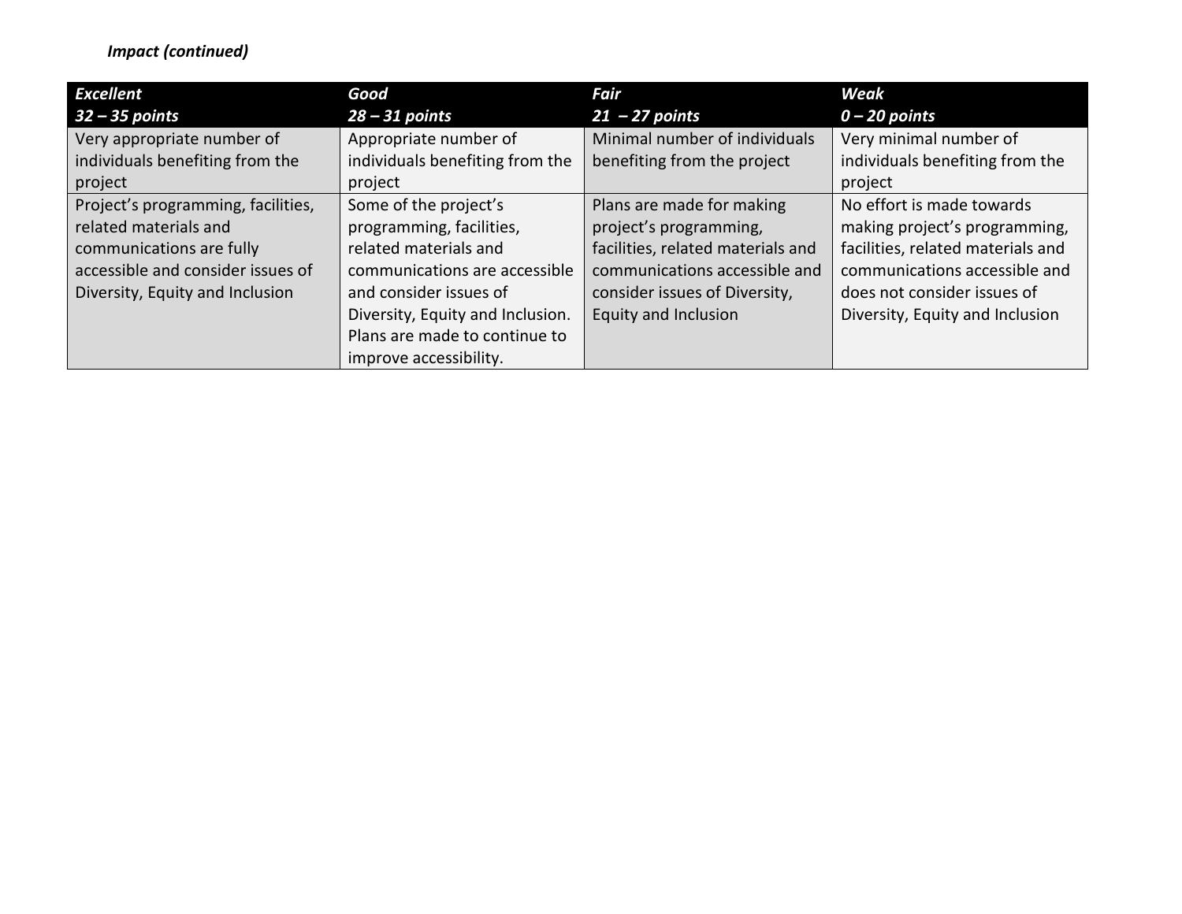***Impact (continued)***

| ***Excellent*** ***32 – 35 points*** | ***Good*** ***28 – 31 points*** | ***Fair*** ***21 – 27 points*** | ***Weak*** ***0 – 20 points*** |
|---|---|---|---|
| Very appropriate number of individuals benefiting from the project | Appropriate number of individuals benefiting from the project | Minimal number of individuals benefiting from the project | Very minimal number of individuals benefiting from the project |
| Project's programming, facilities, related materials and communications are fully accessible and consider issues of Diversity, Equity and Inclusion | Some of the project's programming, facilities, related materials and communications are accessible and consider issues of Diversity, Equity and Inclusion. Plans are made to continue to improve accessibility. | Plans are made for making project's programming, facilities, related materials and communications accessible and consider issues of Diversity, Equity and Inclusion | No effort is made towards making project's programming, facilities, related materials and communications accessible and does not consider issues of Diversity, Equity and Inclusion |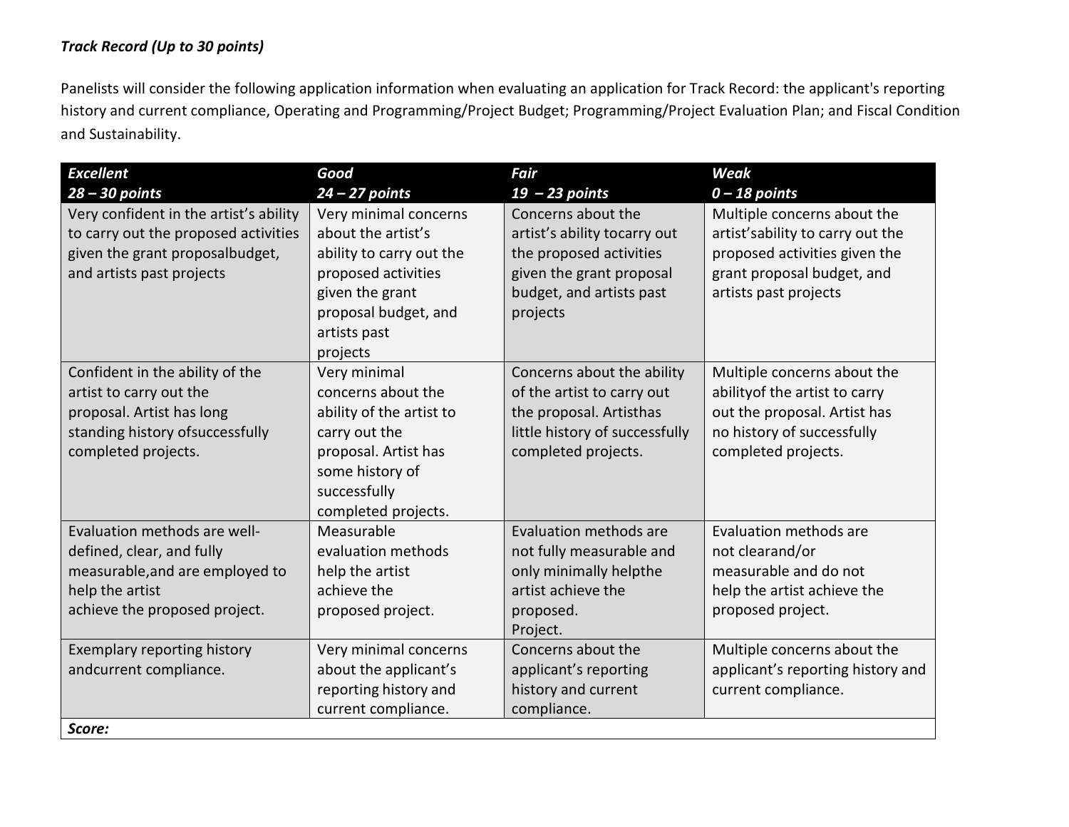***Track Record (Up to 30 points)***

Panelists will consider the following application information when evaluating an application for Track Record: the applicant's reporting history and current compliance, Operating and Programming/Project Budget; Programming/Project Evaluation Plan; and Fiscal Condition and Sustainability.

| ***Excellent 28 – 30 points*** | ***Good 24 – 27 points*** | ***Fair 19 – 23 points*** | ***Weak 0 – 18 points*** |
|---|---|---|---|
| Very confident in the artist's ability to carry out the proposed activities given the grant proposalbudget, and artists past projects | Very minimal concerns about the artist's ability to carry out the proposed activities given the grant proposal budget, and artists past projects | Concerns about the artist's ability tocarry out the proposed activities given the grant proposal budget, and artists past projects | Multiple concerns about the artist'sability to carry out the proposed activities given the grant proposal budget, and artists past projects |
| Confident in the ability of the artist to carry out the proposal. Artist has long standing history ofsuccessfully completed projects. | Very minimal concerns about the ability of the artist to carry out the proposal. Artist has some history of successfully completed projects. | Concerns about the ability of the artist to carry out the proposal. Artisthas little history of successfully completed projects. | Multiple concerns about the abilityof the artist to carry out the proposal. Artist has no history of successfully completed projects. |
| Evaluation methods are well-defined, clear, and fully measurable,and are employed to help the artist achieve the proposed project. | Measurable evaluation methods help the artist achieve the proposed project. | Evaluation methods are not fully measurable and only minimally helpthe artist achieve the proposed. Project. | Evaluation methods are not clearand/or measurable and do not help the artist achieve the proposed project. |
| Exemplary reporting history andcurrent compliance. | Very minimal concerns about the applicant's reporting history and current compliance. | Concerns about the applicant's reporting history and current compliance. | Multiple concerns about the applicant's reporting history and current compliance. |
| ***Score:*** | | | |